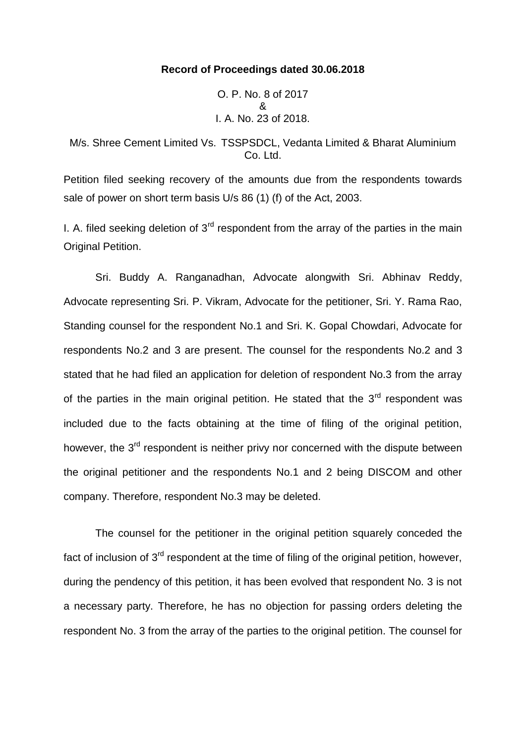**Record of Proceedings dated 30.06.2018**

O. P. No. 8 of 2017
&
I. A. No. 23 of 2018.

M/s. Shree Cement Limited Vs. TSSPSDCL, Vedanta Limited & Bharat Aluminium Co. Ltd.

Petition filed seeking recovery of the amounts due from the respondents towards sale of power on short term basis U/s 86 (1) (f) of the Act, 2003.

I. A. filed seeking deletion of 3rd respondent from the array of the parties in the main Original Petition.

Sri. Buddy A. Ranganadhan, Advocate alongwith Sri. Abhinav Reddy, Advocate representing Sri. P. Vikram, Advocate for the petitioner, Sri. Y. Rama Rao, Standing counsel for the respondent No.1 and Sri. K. Gopal Chowdari, Advocate for respondents No.2 and 3 are present. The counsel for the respondents No.2 and 3 stated that he had filed an application for deletion of respondent No.3 from the array of the parties in the main original petition. He stated that the 3rd respondent was included due to the facts obtaining at the time of filing of the original petition, however, the 3rd respondent is neither privy nor concerned with the dispute between the original petitioner and the respondents No.1 and 2 being DISCOM and other company. Therefore, respondent No.3 may be deleted.

The counsel for the petitioner in the original petition squarely conceded the fact of inclusion of 3rd respondent at the time of filing of the original petition, however, during the pendency of this petition, it has been evolved that respondent No. 3 is not a necessary party. Therefore, he has no objection for passing orders deleting the respondent No. 3 from the array of the parties to the original petition. The counsel for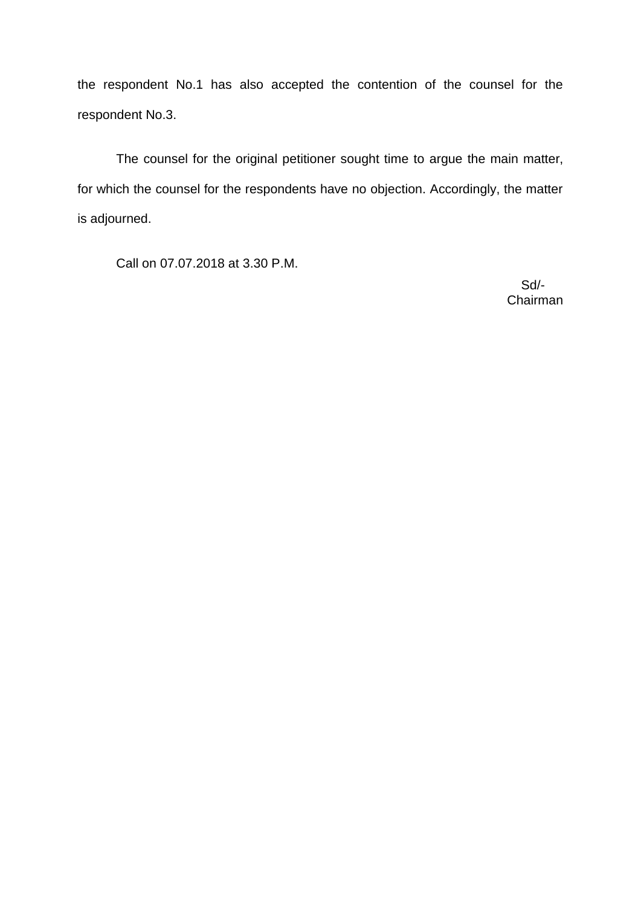the respondent No.1 has also accepted the contention of the counsel for the respondent No.3.

The counsel for the original petitioner sought time to argue the main matter, for which the counsel for the respondents have no objection. Accordingly, the matter is adjourned.

Call on 07.07.2018 at 3.30 P.M.

Sd/-
Chairman